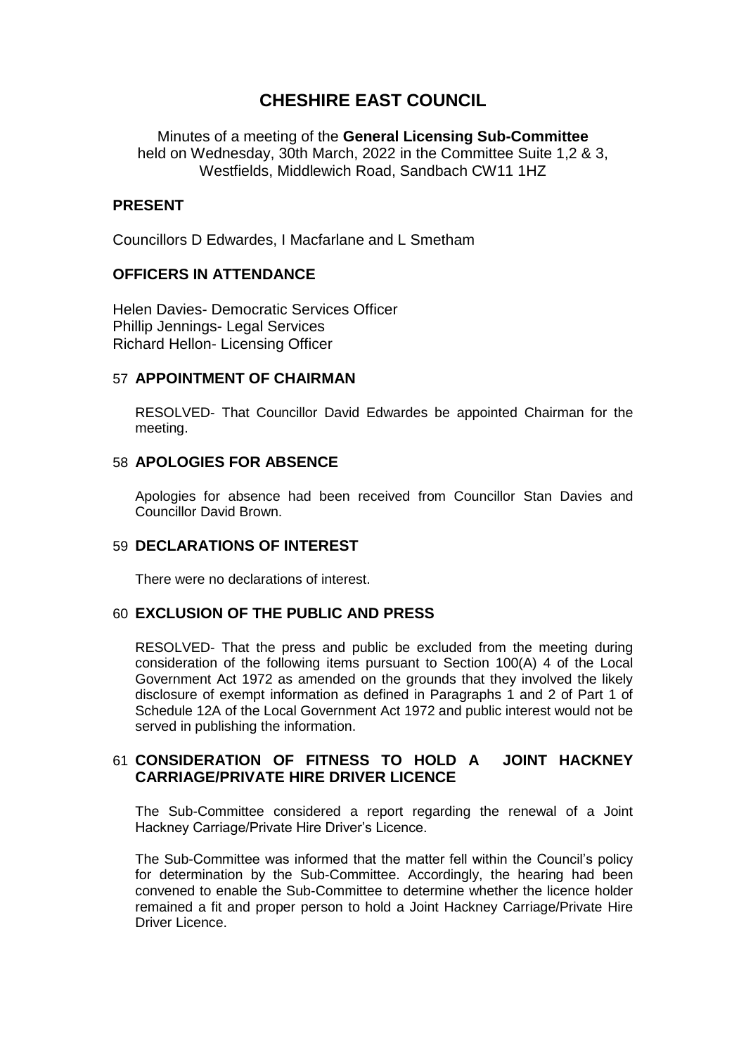# CHESHIRE EAST COUNCIL

Minutes of a meeting of the **General Licensing Sub-Committee** held on Wednesday, 30th March, 2022 in the Committee Suite 1,2 & 3, Westfields, Middlewich Road, Sandbach CW11 1HZ

## PRESENT

Councillors D Edwardes, I Macfarlane and L Smetham

## OFFICERS IN ATTENDANCE

Helen Davies- Democratic Services Officer
Phillip Jennings- Legal Services
Richard Hellon- Licensing Officer

## 57 APPOINTMENT OF CHAIRMAN

RESOLVED- That Councillor David Edwardes be appointed Chairman for the meeting.

## 58 APOLOGIES FOR ABSENCE

Apologies for absence had been received from Councillor Stan Davies and Councillor David Brown.

## 59 DECLARATIONS OF INTEREST

There were no declarations of interest.

## 60 EXCLUSION OF THE PUBLIC AND PRESS

RESOLVED- That the press and public be excluded from the meeting during consideration of the following items pursuant to Section 100(A) 4 of the Local Government Act 1972 as amended on the grounds that they involved the likely disclosure of exempt information as defined in Paragraphs 1 and 2 of Part 1 of Schedule 12A of the Local Government Act 1972 and public interest would not be served in publishing the information.

## 61 CONSIDERATION OF FITNESS TO HOLD A JOINT HACKNEY CARRIAGE/PRIVATE HIRE DRIVER LICENCE

The Sub-Committee considered a report regarding the renewal of a Joint Hackney Carriage/Private Hire Driver's Licence.

The Sub-Committee was informed that the matter fell within the Council's policy for determination by the Sub-Committee. Accordingly, the hearing had been convened to enable the Sub-Committee to determine whether the licence holder remained a fit and proper person to hold a Joint Hackney Carriage/Private Hire Driver Licence.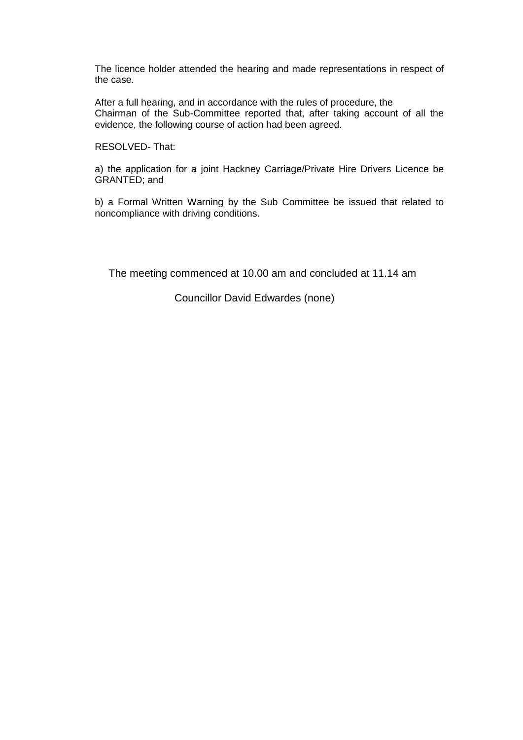The licence holder attended the hearing and made representations in respect of the case.

After a full hearing, and in accordance with the rules of procedure, the Chairman of the Sub-Committee reported that, after taking account of all the evidence, the following course of action had been agreed.

RESOLVED- That:

a) the application for a joint Hackney Carriage/Private Hire Drivers Licence be GRANTED; and

b) a Formal Written Warning by the Sub Committee be issued that related to noncompliance with driving conditions.

The meeting commenced at 10.00 am and concluded at 11.14 am

Councillor David Edwardes (none)